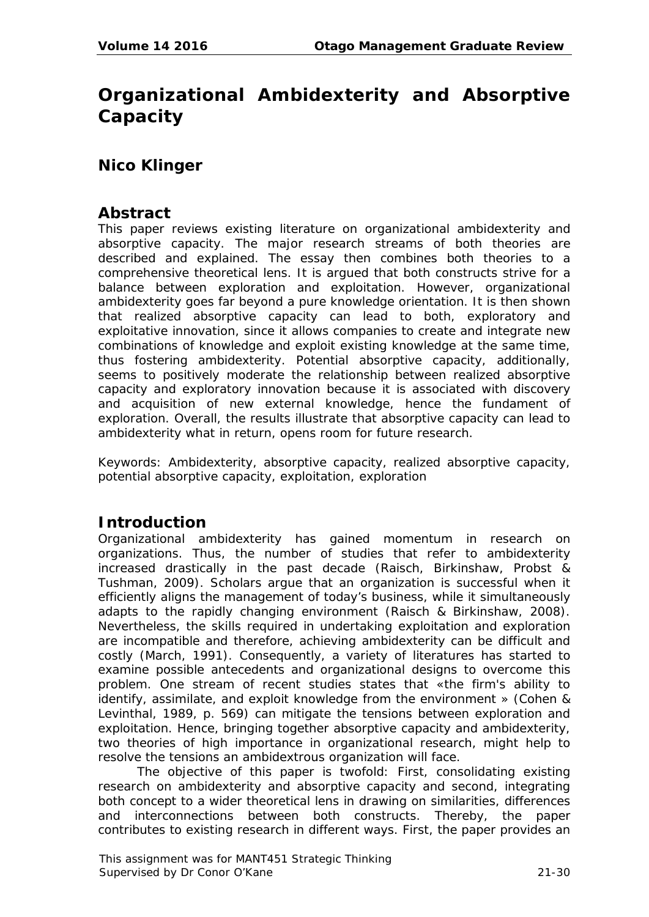# Organizational Ambidexterity and Absorptive Capacity

## Nico Klinger

## Abstract

This paper reviews existing literature on organizational ambidexterity and absorptive capacity. The major research streams of both theories are described and explained. The essay then combines both theories to a comprehensive theoretical lens. It is argued that both constructs strive for a balance between exploration and exploitation. However, organizational ambidexterity goes far beyond a pure knowledge orientation. It is then shown that realized absorptive capacity can lead to both, exploratory and exploitative innovation, since it allows companies to create and integrate new combinations of knowledge and exploit existing knowledge at the same time, thus fostering ambidexterity. Potential absorptive capacity, additionally, seems to positively moderate the relationship between realized absorptive capacity and exploratory innovation because it is associated with discovery and acquisition of new external knowledge, hence the fundament of exploration. Overall, the results illustrate that absorptive capacity can lead to ambidexterity what in return, opens room for future research.

Keywords: Ambidexterity, absorptive capacity, realized absorptive capacity, potential absorptive capacity, exploitation, exploration

## Introduction

Organizational ambidexterity has gained momentum in research on organizations. Thus, the number of studies that refer to ambidexterity increased drastically in the past decade (Raisch, Birkinshaw, Probst & Tushman, 2009). Scholars argue that an organization is successful when it efficiently aligns the management of today's business, while it simultaneously adapts to the rapidly changing environment (Raisch & Birkinshaw, 2008). Nevertheless, the skills required in undertaking exploitation and exploration are incompatible and therefore, achieving ambidexterity can be difficult and costly (March, 1991). Consequently, a variety of literatures has started to examine possible antecedents and organizational designs to overcome this problem. One stream of recent studies states that «the firm's ability to identify, assimilate, and exploit knowledge from the environment » (Cohen & Levinthal, 1989, p. 569) can mitigate the tensions between exploration and exploitation. Hence, bringing together absorptive capacity and ambidexterity, two theories of high importance in organizational research, might help to resolve the tensions an ambidextrous organization will face.

The objective of this paper is twofold: First, consolidating existing research on ambidexterity and absorptive capacity and second, integrating both concept to a wider theoretical lens in drawing on similarities, differences and interconnections between both constructs. Thereby, the paper contributes to existing research in different ways. First, the paper provides an

This assignment was for MANT451 Strategic Thinking
Supervised by Dr Conor O'Kane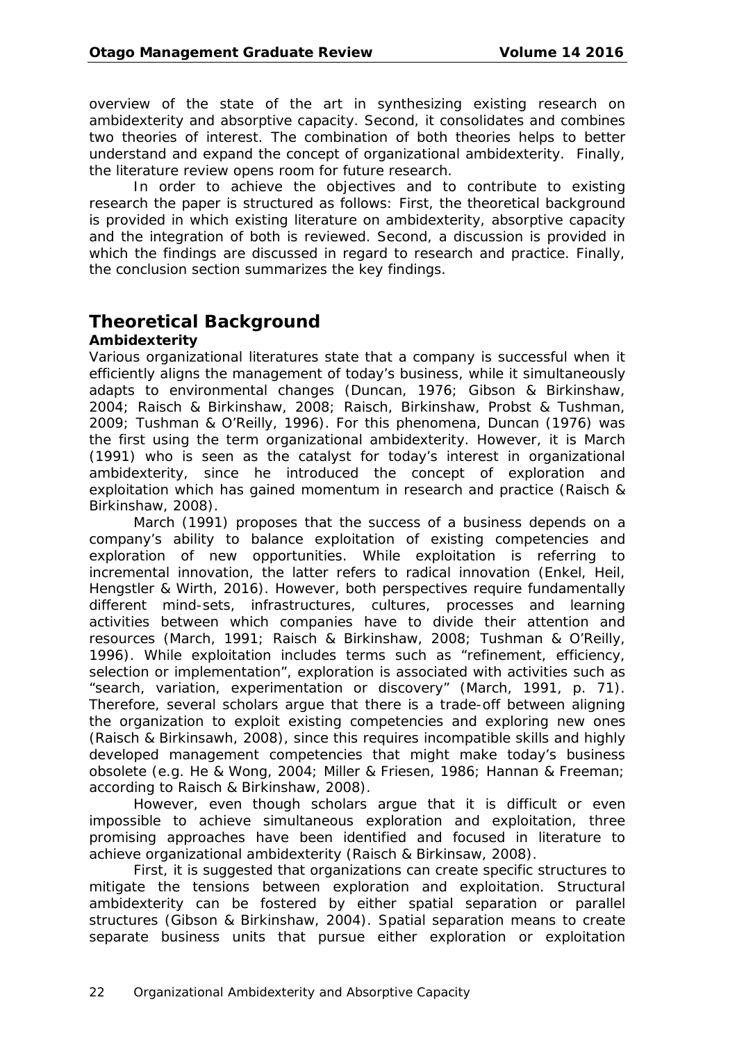overview of the state of the art in synthesizing existing research on ambidexterity and absorptive capacity. Second, it consolidates and combines two theories of interest. The combination of both theories helps to better understand and expand the concept of organizational ambidexterity. Finally, the literature review opens room for future research.

In order to achieve the objectives and to contribute to existing research the paper is structured as follows: First, the theoretical background is provided in which existing literature on ambidexterity, absorptive capacity and the integration of both is reviewed. Second, a discussion is provided in which the findings are discussed in regard to research and practice. Finally, the conclusion section summarizes the key findings.

## Theoretical Background

### Ambidexterity

Various organizational literatures state that a company is successful when it efficiently aligns the management of today's business, while it simultaneously adapts to environmental changes (Duncan, 1976; Gibson & Birkinshaw, 2004; Raisch & Birkinshaw, 2008; Raisch, Birkinshaw, Probst & Tushman, 2009; Tushman & O'Reilly, 1996). For this phenomena, Duncan (1976) was the first using the term organizational ambidexterity. However, it is March (1991) who is seen as the catalyst for today's interest in organizational ambidexterity, since he introduced the concept of exploration and exploitation which has gained momentum in research and practice (Raisch & Birkinshaw, 2008).

March (1991) proposes that the success of a business depends on a company's ability to balance exploitation of existing competencies and exploration of new opportunities. While exploitation is referring to incremental innovation, the latter refers to radical innovation (Enkel, Heil, Hengstler & Wirth, 2016). However, both perspectives require fundamentally different mind-sets, infrastructures, cultures, processes and learning activities between which companies have to divide their attention and resources (March, 1991; Raisch & Birkinshaw, 2008; Tushman & O'Reilly, 1996). While exploitation includes terms such as "refinement, efficiency, selection or implementation", exploration is associated with activities such as "search, variation, experimentation or discovery" (March, 1991, p. 71). Therefore, several scholars argue that there is a trade-off between aligning the organization to exploit existing competencies and exploring new ones (Raisch & Birkinsawh, 2008), since this requires incompatible skills and highly developed management competencies that might make today's business obsolete (e.g. He & Wong, 2004; Miller & Friesen, 1986; Hannan & Freeman; according to Raisch & Birkinshaw, 2008).

However, even though scholars argue that it is difficult or even impossible to achieve simultaneous exploration and exploitation, three promising approaches have been identified and focused in literature to achieve organizational ambidexterity (Raisch & Birkinsaw, 2008).

First, it is suggested that organizations can create specific structures to mitigate the tensions between exploration and exploitation. Structural ambidexterity can be fostered by either spatial separation or parallel structures (Gibson & Birkinshaw, 2004). Spatial separation means to create separate business units that pursue either exploration or exploitation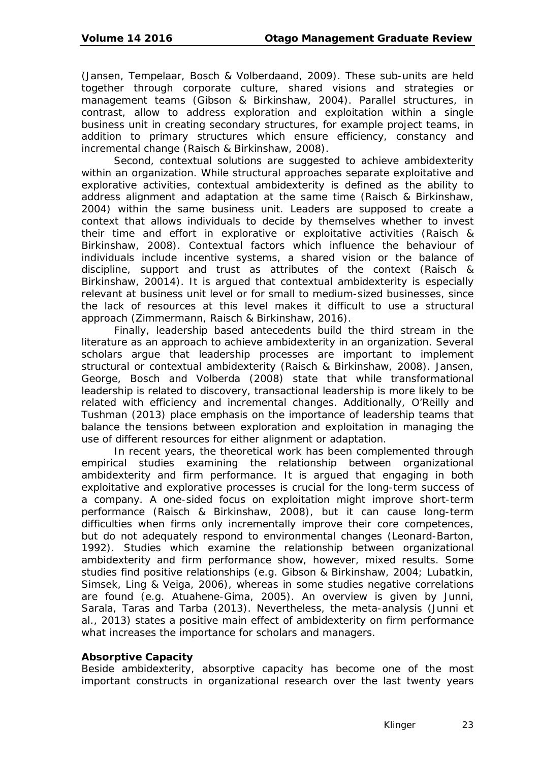(Jansen, Tempelaar, Bosch & Volberdaand, 2009). These sub-units are held together through corporate culture, shared visions and strategies or management teams (Gibson & Birkinshaw, 2004). Parallel structures, in contrast, allow to address exploration and exploitation within a single business unit in creating secondary structures, for example project teams, in addition to primary structures which ensure efficiency, constancy and incremental change (Raisch & Birkinshaw, 2008).

Second, contextual solutions are suggested to achieve ambidexterity within an organization. While structural approaches separate exploitative and explorative activities, contextual ambidexterity is defined as the ability to address alignment and adaptation at the same time (Raisch & Birkinshaw, 2004) within the same business unit. Leaders are supposed to create a context that allows individuals to decide by themselves whether to invest their time and effort in explorative or exploitative activities (Raisch & Birkinshaw, 2008). Contextual factors which influence the behaviour of individuals include incentive systems, a shared vision or the balance of discipline, support and trust as attributes of the context (Raisch & Birkinshaw, 20014). It is argued that contextual ambidexterity is especially relevant at business unit level or for small to medium-sized businesses, since the lack of resources at this level makes it difficult to use a structural approach (Zimmermann, Raisch & Birkinshaw, 2016).

Finally, leadership based antecedents build the third stream in the literature as an approach to achieve ambidexterity in an organization. Several scholars argue that leadership processes are important to implement structural or contextual ambidexterity (Raisch & Birkinshaw, 2008). Jansen, George, Bosch and Volberda (2008) state that while transformational leadership is related to discovery, transactional leadership is more likely to be related with efficiency and incremental changes. Additionally, O'Reilly and Tushman (2013) place emphasis on the importance of leadership teams that balance the tensions between exploration and exploitation in managing the use of different resources for either alignment or adaptation.

In recent years, the theoretical work has been complemented through empirical studies examining the relationship between organizational ambidexterity and firm performance. It is argued that engaging in both exploitative and explorative processes is crucial for the long-term success of a company. A one-sided focus on exploitation might improve short-term performance (Raisch & Birkinshaw, 2008), but it can cause long-term difficulties when firms only incrementally improve their core competences, but do not adequately respond to environmental changes (Leonard-Barton, 1992). Studies which examine the relationship between organizational ambidexterity and firm performance show, however, mixed results. Some studies find positive relationships (e.g. Gibson & Birkinshaw, 2004; Lubatkin, Simsek, Ling & Veiga, 2006), whereas in some studies negative correlations are found (e.g. Atuahene-Gima, 2005). An overview is given by Junni, Sarala, Taras and Tarba (2013). Nevertheless, the meta-analysis (Junni et al., 2013) states a positive main effect of ambidexterity on firm performance what increases the importance for scholars and managers.

**Absorptive Capacity**

Beside ambidexterity, absorptive capacity has become one of the most important constructs in organizational research over the last twenty years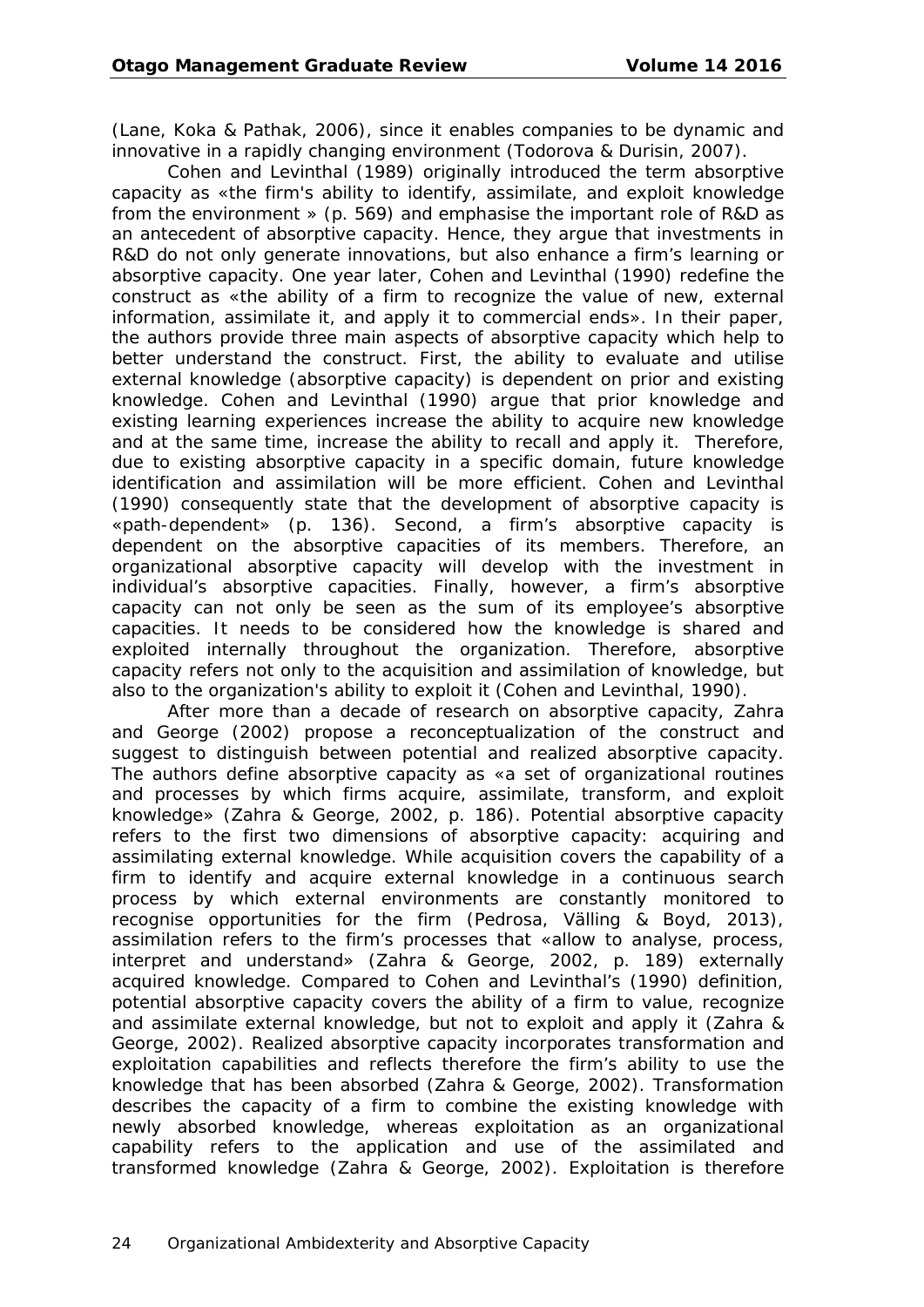(Lane, Koka & Pathak, 2006), since it enables companies to be dynamic and innovative in a rapidly changing environment (Todorova & Durisin, 2007).

Cohen and Levinthal (1989) originally introduced the term absorptive capacity as «the firm's ability to identify, assimilate, and exploit knowledge from the environment » (p. 569) and emphasise the important role of R&D as an antecedent of absorptive capacity. Hence, they argue that investments in R&D do not only generate innovations, but also enhance a firm's learning or absorptive capacity. One year later, Cohen and Levinthal (1990) redefine the construct as «the ability of a firm to recognize the value of new, external information, assimilate it, and apply it to commercial ends». In their paper, the authors provide three main aspects of absorptive capacity which help to better understand the construct. First, the ability to evaluate and utilise external knowledge (absorptive capacity) is dependent on prior and existing knowledge. Cohen and Levinthal (1990) argue that prior knowledge and existing learning experiences increase the ability to acquire new knowledge and at the same time, increase the ability to recall and apply it. Therefore, due to existing absorptive capacity in a specific domain, future knowledge identification and assimilation will be more efficient. Cohen and Levinthal (1990) consequently state that the development of absorptive capacity is «path-dependent» (p. 136). Second, a firm's absorptive capacity is dependent on the absorptive capacities of its members. Therefore, an organizational absorptive capacity will develop with the investment in individual's absorptive capacities. Finally, however, a firm's absorptive capacity can not only be seen as the sum of its employee's absorptive capacities. It needs to be considered how the knowledge is shared and exploited internally throughout the organization. Therefore, absorptive capacity refers not only to the acquisition and assimilation of knowledge, but also to the organization's ability to exploit it (Cohen and Levinthal, 1990).

After more than a decade of research on absorptive capacity, Zahra and George (2002) propose a reconceptualization of the construct and suggest to distinguish between potential and realized absorptive capacity. The authors define absorptive capacity as «a set of organizational routines and processes by which firms acquire, assimilate, transform, and exploit knowledge» (Zahra & George, 2002, p. 186). Potential absorptive capacity refers to the first two dimensions of absorptive capacity: acquiring and assimilating external knowledge. While acquisition covers the capability of a firm to identify and acquire external knowledge in a continuous search process by which external environments are constantly monitored to recognise opportunities for the firm (Pedrosa, Välling & Boyd, 2013), assimilation refers to the firm's processes that «allow to analyse, process, interpret and understand» (Zahra & George, 2002, p. 189) externally acquired knowledge. Compared to Cohen and Levinthal's (1990) definition, potential absorptive capacity covers the ability of a firm to value, recognize and assimilate external knowledge, but not to exploit and apply it (Zahra & George, 2002). Realized absorptive capacity incorporates transformation and exploitation capabilities and reflects therefore the firm's ability to use the knowledge that has been absorbed (Zahra & George, 2002). Transformation describes the capacity of a firm to combine the existing knowledge with newly absorbed knowledge, whereas exploitation as an organizational capability refers to the application and use of the assimilated and transformed knowledge (Zahra & George, 2002). Exploitation is therefore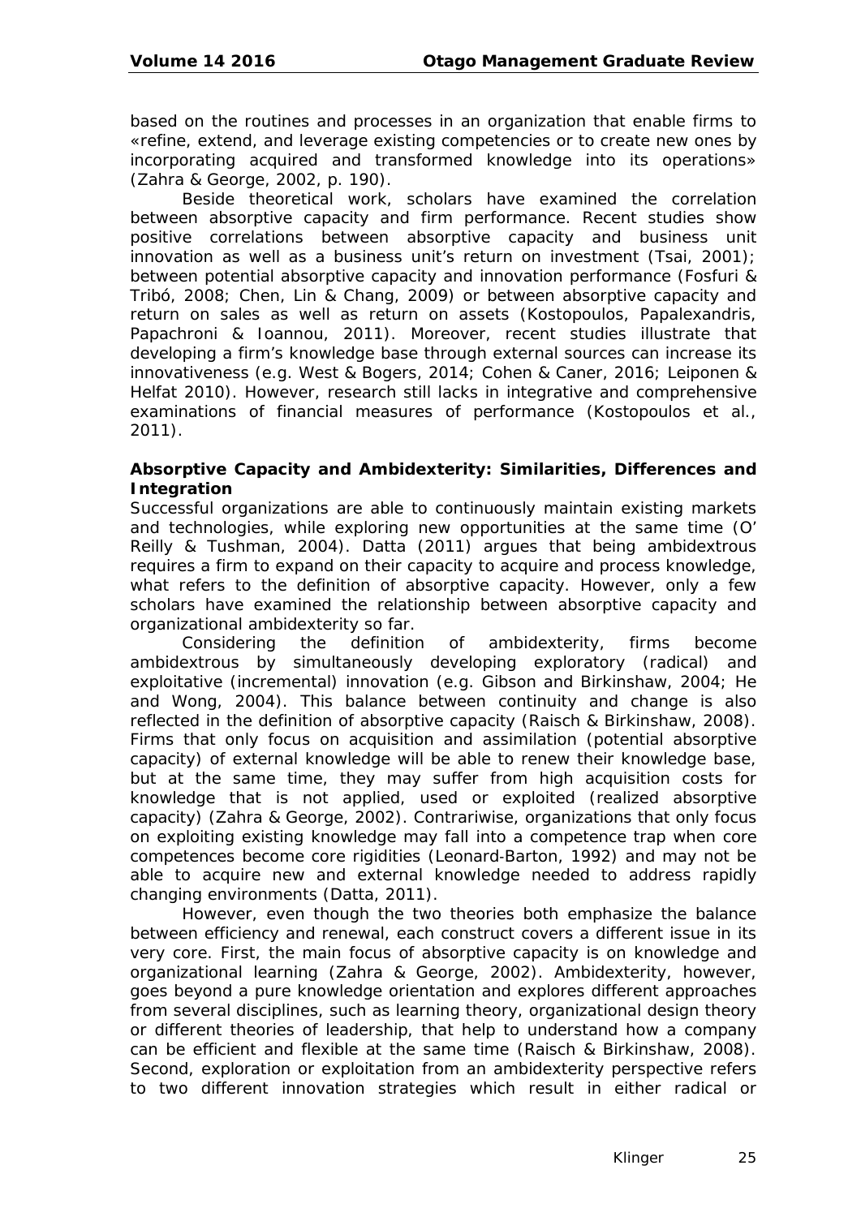based on the routines and processes in an organization that enable firms to «refine, extend, and leverage existing competencies or to create new ones by incorporating acquired and transformed knowledge into its operations» (Zahra & George, 2002, p. 190).

Beside theoretical work, scholars have examined the correlation between absorptive capacity and firm performance. Recent studies show positive correlations between absorptive capacity and business unit innovation as well as a business unit's return on investment (Tsai, 2001); between potential absorptive capacity and innovation performance (Fosfuri & Tribó, 2008; Chen, Lin & Chang, 2009) or between absorptive capacity and return on sales as well as return on assets (Kostopoulos, Papalexandris, Papachroni & Ioannou, 2011). Moreover, recent studies illustrate that developing a firm's knowledge base through external sources can increase its innovativeness (e.g. West & Bogers, 2014; Cohen & Caner, 2016; Leiponen & Helfat 2010). However, research still lacks in integrative and comprehensive examinations of financial measures of performance (Kostopoulos et al., 2011).

**Absorptive Capacity and Ambidexterity: Similarities, Differences and Integration**

Successful organizations are able to continuously maintain existing markets and technologies, while exploring new opportunities at the same time (O' Reilly & Tushman, 2004). Datta (2011) argues that being ambidextrous requires a firm to expand on their capacity to acquire and process knowledge, what refers to the definition of absorptive capacity. However, only a few scholars have examined the relationship between absorptive capacity and organizational ambidexterity so far.

Considering the definition of ambidexterity, firms become ambidextrous by simultaneously developing exploratory (radical) and exploitative (incremental) innovation (e.g. Gibson and Birkinshaw, 2004; He and Wong, 2004). This balance between continuity and change is also reflected in the definition of absorptive capacity (Raisch & Birkinshaw, 2008). Firms that only focus on acquisition and assimilation (potential absorptive capacity) of external knowledge will be able to renew their knowledge base, but at the same time, they may suffer from high acquisition costs for knowledge that is not applied, used or exploited (realized absorptive capacity) (Zahra & George, 2002). Contrariwise, organizations that only focus on exploiting existing knowledge may fall into a competence trap when core competences become core rigidities (Leonard-Barton, 1992) and may not be able to acquire new and external knowledge needed to address rapidly changing environments (Datta, 2011).

However, even though the two theories both emphasize the balance between efficiency and renewal, each construct covers a different issue in its very core. First, the main focus of absorptive capacity is on knowledge and organizational learning (Zahra & George, 2002). Ambidexterity, however, goes beyond a pure knowledge orientation and explores different approaches from several disciplines, such as learning theory, organizational design theory or different theories of leadership, that help to understand how a company can be efficient and flexible at the same time (Raisch & Birkinshaw, 2008). Second, exploration or exploitation from an ambidexterity perspective refers to two different innovation strategies which result in either radical or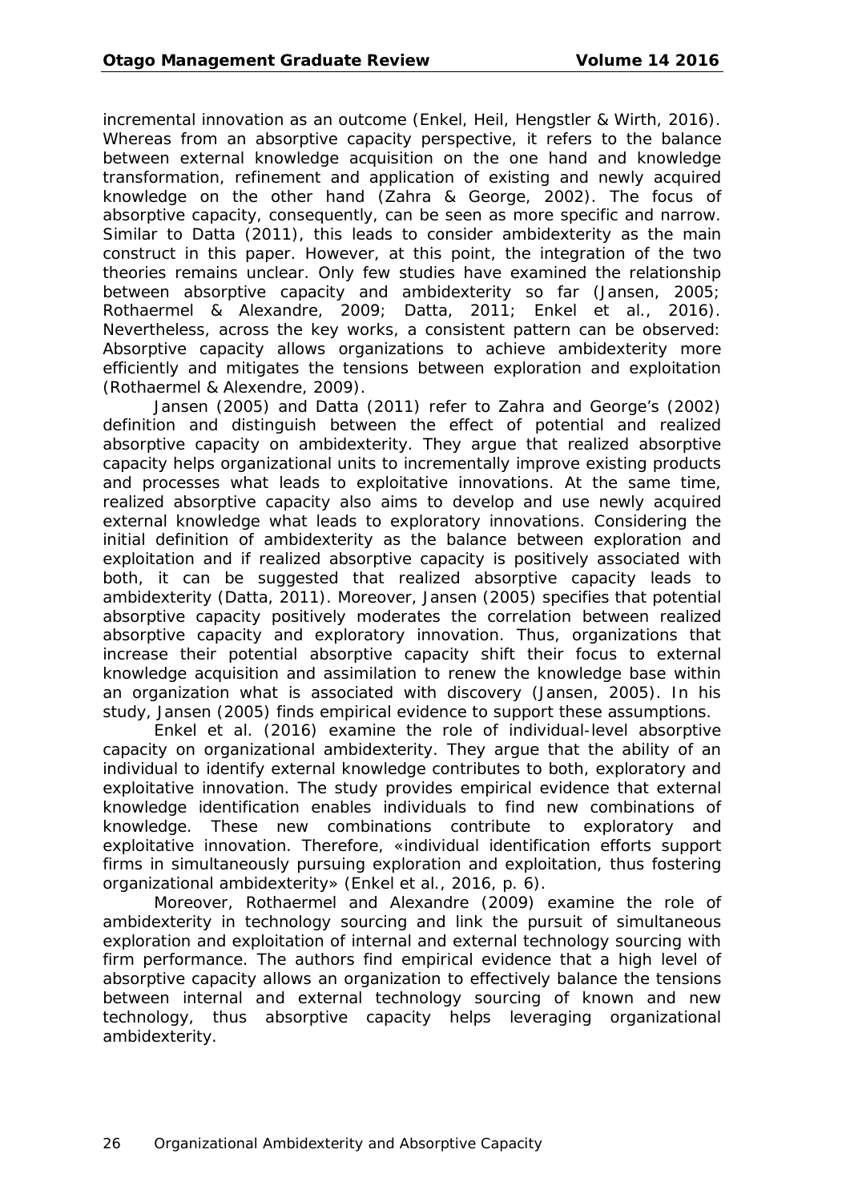incremental innovation as an outcome (Enkel, Heil, Hengstler & Wirth, 2016). Whereas from an absorptive capacity perspective, it refers to the balance between external knowledge acquisition on the one hand and knowledge transformation, refinement and application of existing and newly acquired knowledge on the other hand (Zahra & George, 2002). The focus of absorptive capacity, consequently, can be seen as more specific and narrow. Similar to Datta (2011), this leads to consider ambidexterity as the main construct in this paper. However, at this point, the integration of the two theories remains unclear. Only few studies have examined the relationship between absorptive capacity and ambidexterity so far (Jansen, 2005; Rothaermel & Alexandre, 2009; Datta, 2011; Enkel et al., 2016). Nevertheless, across the key works, a consistent pattern can be observed: Absorptive capacity allows organizations to achieve ambidexterity more efficiently and mitigates the tensions between exploration and exploitation (Rothaermel & Alexandre, 2009).

Jansen (2005) and Datta (2011) refer to Zahra and George's (2002) definition and distinguish between the effect of potential and realized absorptive capacity on ambidexterity. They argue that realized absorptive capacity helps organizational units to incrementally improve existing products and processes what leads to exploitative innovations. At the same time, realized absorptive capacity also aims to develop and use newly acquired external knowledge what leads to exploratory innovations. Considering the initial definition of ambidexterity as the balance between exploration and exploitation and if realized absorptive capacity is positively associated with both, it can be suggested that realized absorptive capacity leads to ambidexterity (Datta, 2011). Moreover, Jansen (2005) specifies that potential absorptive capacity positively moderates the correlation between realized absorptive capacity and exploratory innovation. Thus, organizations that increase their potential absorptive capacity shift their focus to external knowledge acquisition and assimilation to renew the knowledge base within an organization what is associated with discovery (Jansen, 2005). In his study, Jansen (2005) finds empirical evidence to support these assumptions.

Enkel et al. (2016) examine the role of individual-level absorptive capacity on organizational ambidexterity. They argue that the ability of an individual to identify external knowledge contributes to both, exploratory and exploitative innovation. The study provides empirical evidence that external knowledge identification enables individuals to find new combinations of knowledge. These new combinations contribute to exploratory and exploitative innovation. Therefore, «individual identification efforts support firms in simultaneously pursuing exploration and exploitation, thus fostering organizational ambidexterity» (Enkel et al., 2016, p. 6).

Moreover, Rothaermel and Alexandre (2009) examine the role of ambidexterity in technology sourcing and link the pursuit of simultaneous exploration and exploitation of internal and external technology sourcing with firm performance. The authors find empirical evidence that a high level of absorptive capacity allows an organization to effectively balance the tensions between internal and external technology sourcing of known and new technology, thus absorptive capacity helps leveraging organizational ambidexterity.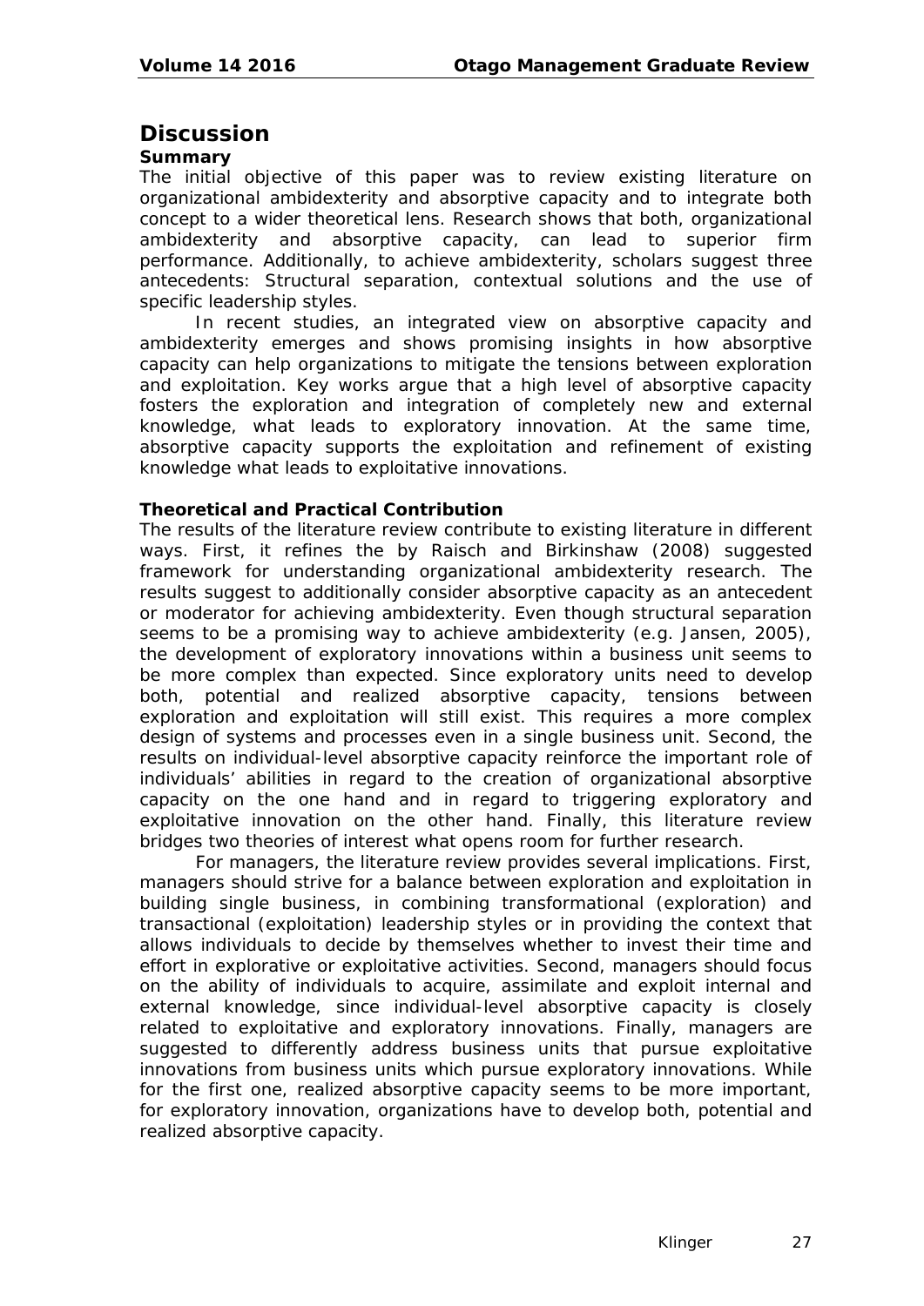# Discussion

### Summary

The initial objective of this paper was to review existing literature on organizational ambidexterity and absorptive capacity and to integrate both concept to a wider theoretical lens. Research shows that both, organizational ambidexterity and absorptive capacity, can lead to superior firm performance. Additionally, to achieve ambidexterity, scholars suggest three antecedents: Structural separation, contextual solutions and the use of specific leadership styles.

In recent studies, an integrated view on absorptive capacity and ambidexterity emerges and shows promising insights in how absorptive capacity can help organizations to mitigate the tensions between exploration and exploitation. Key works argue that a high level of absorptive capacity fosters the exploration and integration of completely new and external knowledge, what leads to exploratory innovation. At the same time, absorptive capacity supports the exploitation and refinement of existing knowledge what leads to exploitative innovations.

### Theoretical and Practical Contribution

The results of the literature review contribute to existing literature in different ways. First, it refines the by Raisch and Birkinshaw (2008) suggested framework for understanding organizational ambidexterity research. The results suggest to additionally consider absorptive capacity as an antecedent or moderator for achieving ambidexterity. Even though structural separation seems to be a promising way to achieve ambidexterity (e.g. Jansen, 2005), the development of exploratory innovations within a business unit seems to be more complex than expected. Since exploratory units need to develop both, potential and realized absorptive capacity, tensions between exploration and exploitation will still exist. This requires a more complex design of systems and processes even in a single business unit. Second, the results on individual-level absorptive capacity reinforce the important role of individuals' abilities in regard to the creation of organizational absorptive capacity on the one hand and in regard to triggering exploratory and exploitative innovation on the other hand. Finally, this literature review bridges two theories of interest what opens room for further research.

For managers, the literature review provides several implications. First, managers should strive for a balance between exploration and exploitation in building single business, in combining transformational (exploration) and transactional (exploitation) leadership styles or in providing the context that allows individuals to decide by themselves whether to invest their time and effort in explorative or exploitative activities. Second, managers should focus on the ability of individuals to acquire, assimilate and exploit internal and external knowledge, since individual-level absorptive capacity is closely related to exploitative and exploratory innovations. Finally, managers are suggested to differently address business units that pursue exploitative innovations from business units which pursue exploratory innovations. While for the first one, realized absorptive capacity seems to be more important, for exploratory innovation, organizations have to develop both, potential and realized absorptive capacity.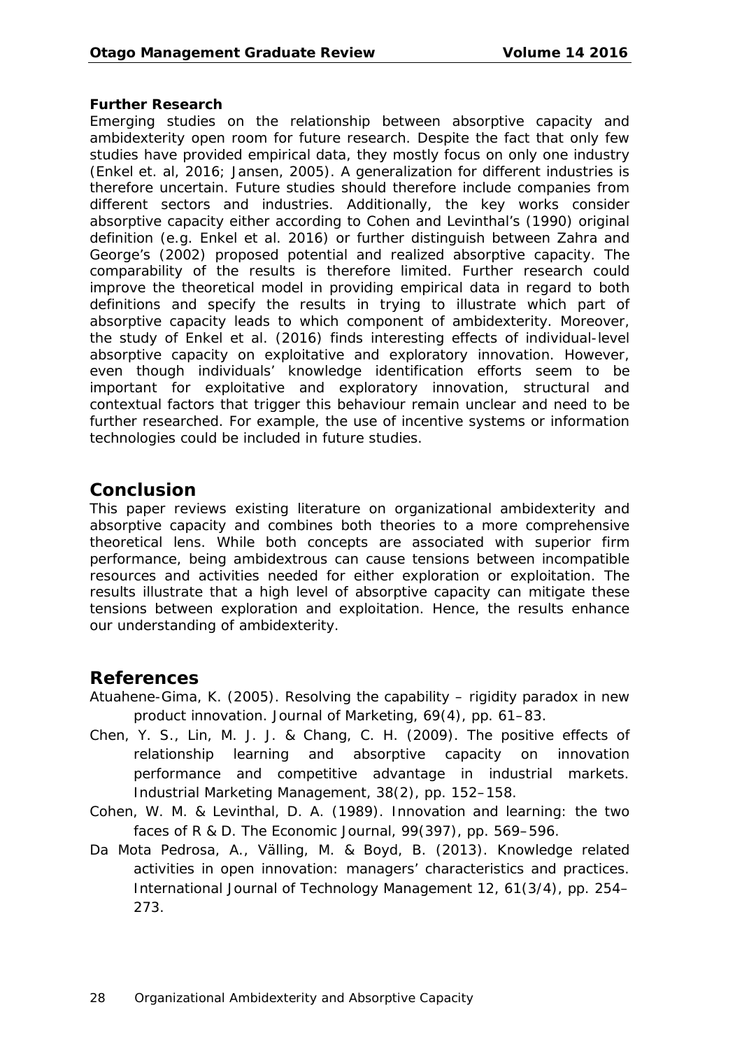**Further Research**

Emerging studies on the relationship between absorptive capacity and ambidexterity open room for future research. Despite the fact that only few studies have provided empirical data, they mostly focus on only one industry (Enkel et. al, 2016; Jansen, 2005). A generalization for different industries is therefore uncertain. Future studies should therefore include companies from different sectors and industries. Additionally, the key works consider absorptive capacity either according to Cohen and Levinthal's (1990) original definition (e.g. Enkel et al. 2016) or further distinguish between Zahra and George's (2002) proposed potential and realized absorptive capacity. The comparability of the results is therefore limited. Further research could improve the theoretical model in providing empirical data in regard to both definitions and specify the results in trying to illustrate which part of absorptive capacity leads to which component of ambidexterity. Moreover, the study of Enkel et al. (2016) finds interesting effects of individual-level absorptive capacity on exploitative and exploratory innovation. However, even though individuals' knowledge identification efforts seem to be important for exploitative and exploratory innovation, structural and contextual factors that trigger this behaviour remain unclear and need to be further researched. For example, the use of incentive systems or information technologies could be included in future studies.

## Conclusion

This paper reviews existing literature on organizational ambidexterity and absorptive capacity and combines both theories to a more comprehensive theoretical lens. While both concepts are associated with superior firm performance, being ambidextrous can cause tensions between incompatible resources and activities needed for either exploration or exploitation. The results illustrate that a high level of absorptive capacity can mitigate these tensions between exploration and exploitation. Hence, the results enhance our understanding of ambidexterity.

## References

Atuahene-Gima, K. (2005). Resolving the capability – rigidity paradox in new product innovation. Journal of Marketing, 69(4), pp. 61–83.

Chen, Y. S., Lin, M. J. J. & Chang, C. H. (2009). The positive effects of relationship learning and absorptive capacity on innovation performance and competitive advantage in industrial markets. Industrial Marketing Management, 38(2), pp. 152–158.

Cohen, W. M. & Levinthal, D. A. (1989). Innovation and learning: the two faces of R & D. The Economic Journal, 99(397), pp. 569–596.

Da Mota Pedrosa, A., Välling, M. & Boyd, B. (2013). Knowledge related activities in open innovation: managers' characteristics and practices. International Journal of Technology Management 12, 61(3/4), pp. 254–273.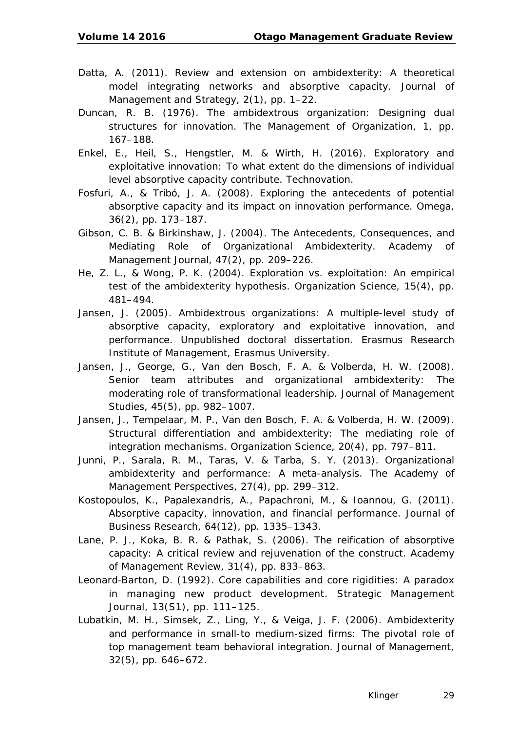Datta, A. (2011). Review and extension on ambidexterity: A theoretical model integrating networks and absorptive capacity. Journal of Management and Strategy, 2(1), pp. 1–22.

Duncan, R. B. (1976). The ambidextrous organization: Designing dual structures for innovation. The Management of Organization, 1, pp. 167–188.

Enkel, E., Heil, S., Hengstler, M. & Wirth, H. (2016). Exploratory and exploitative innovation: To what extent do the dimensions of individual level absorptive capacity contribute. Technovation.

Fosfuri, A., & Tribó, J. A. (2008). Exploring the antecedents of potential absorptive capacity and its impact on innovation performance. Omega, 36(2), pp. 173–187.

Gibson, C. B. & Birkinshaw, J. (2004). The Antecedents, Consequences, and Mediating Role of Organizational Ambidexterity. Academy of Management Journal, 47(2), pp. 209–226.

He, Z. L., & Wong, P. K. (2004). Exploration vs. exploitation: An empirical test of the ambidexterity hypothesis. Organization Science, 15(4), pp. 481–494.

Jansen, J. (2005). Ambidextrous organizations: A multiple-level study of absorptive capacity, exploratory and exploitative innovation, and performance. Unpublished doctoral dissertation. Erasmus Research Institute of Management, Erasmus University.

Jansen, J., George, G., Van den Bosch, F. A. & Volberda, H. W. (2008). Senior team attributes and organizational ambidexterity: The moderating role of transformational leadership. Journal of Management Studies, 45(5), pp. 982–1007.

Jansen, J., Tempelaar, M. P., Van den Bosch, F. A. & Volberda, H. W. (2009). Structural differentiation and ambidexterity: The mediating role of integration mechanisms. Organization Science, 20(4), pp. 797–811.

Junni, P., Sarala, R. M., Taras, V. & Tarba, S. Y. (2013). Organizational ambidexterity and performance: A meta-analysis. The Academy of Management Perspectives, 27(4), pp. 299–312.

Kostopoulos, K., Papalexandris, A., Papachroni, M., & Ioannou, G. (2011). Absorptive capacity, innovation, and financial performance. Journal of Business Research, 64(12), pp. 1335–1343.

Lane, P. J., Koka, B. R. & Pathak, S. (2006). The reification of absorptive capacity: A critical review and rejuvenation of the construct. Academy of Management Review, 31(4), pp. 833–863.

Leonard-Barton, D. (1992). Core capabilities and core rigidities: A paradox in managing new product development. Strategic Management Journal, 13(S1), pp. 111–125.

Lubatkin, M. H., Simsek, Z., Ling, Y., & Veiga, J. F. (2006). Ambidexterity and performance in small-to medium-sized firms: The pivotal role of top management team behavioral integration. Journal of Management, 32(5), pp. 646–672.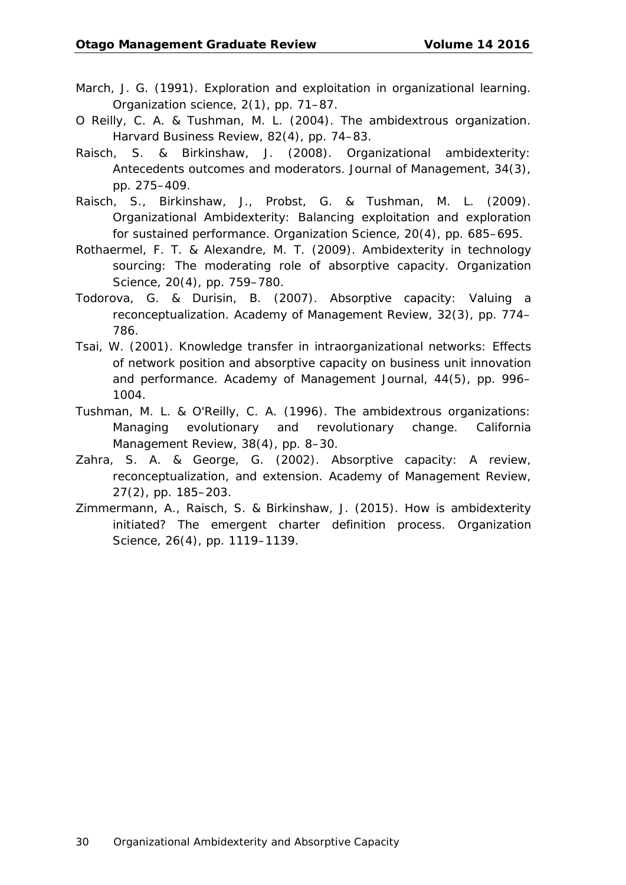March, J. G. (1991). Exploration and exploitation in organizational learning. Organization science, 2(1), pp. 71–87.

O Reilly, C. A. & Tushman, M. L. (2004). The ambidextrous organization. Harvard Business Review, 82(4), pp. 74–83.

Raisch, S. & Birkinshaw, J. (2008). Organizational ambidexterity: Antecedents outcomes and moderators. Journal of Management, 34(3), pp. 275–409.

Raisch, S., Birkinshaw, J., Probst, G. & Tushman, M. L. (2009). Organizational Ambidexterity: Balancing exploitation and exploration for sustained performance. Organization Science, 20(4), pp. 685–695.

Rothaermel, F. T. & Alexandre, M. T. (2009). Ambidexterity in technology sourcing: The moderating role of absorptive capacity. Organization Science, 20(4), pp. 759–780.

Todorova, G. & Durisin, B. (2007). Absorptive capacity: Valuing a reconceptualization. Academy of Management Review, 32(3), pp. 774–786.

Tsai, W. (2001). Knowledge transfer in intraorganizational networks: Effects of network position and absorptive capacity on business unit innovation and performance. Academy of Management Journal, 44(5), pp. 996–1004.

Tushman, M. L. & O'Reilly, C. A. (1996). The ambidextrous organizations: Managing evolutionary and revolutionary change. California Management Review, 38(4), pp. 8–30.

Zahra, S. A. & George, G. (2002). Absorptive capacity: A review, reconceptualization, and extension. Academy of Management Review, 27(2), pp. 185–203.

Zimmermann, A., Raisch, S. & Birkinshaw, J. (2015). How is ambidexterity initiated? The emergent charter definition process. Organization Science, 26(4), pp. 1119–1139.